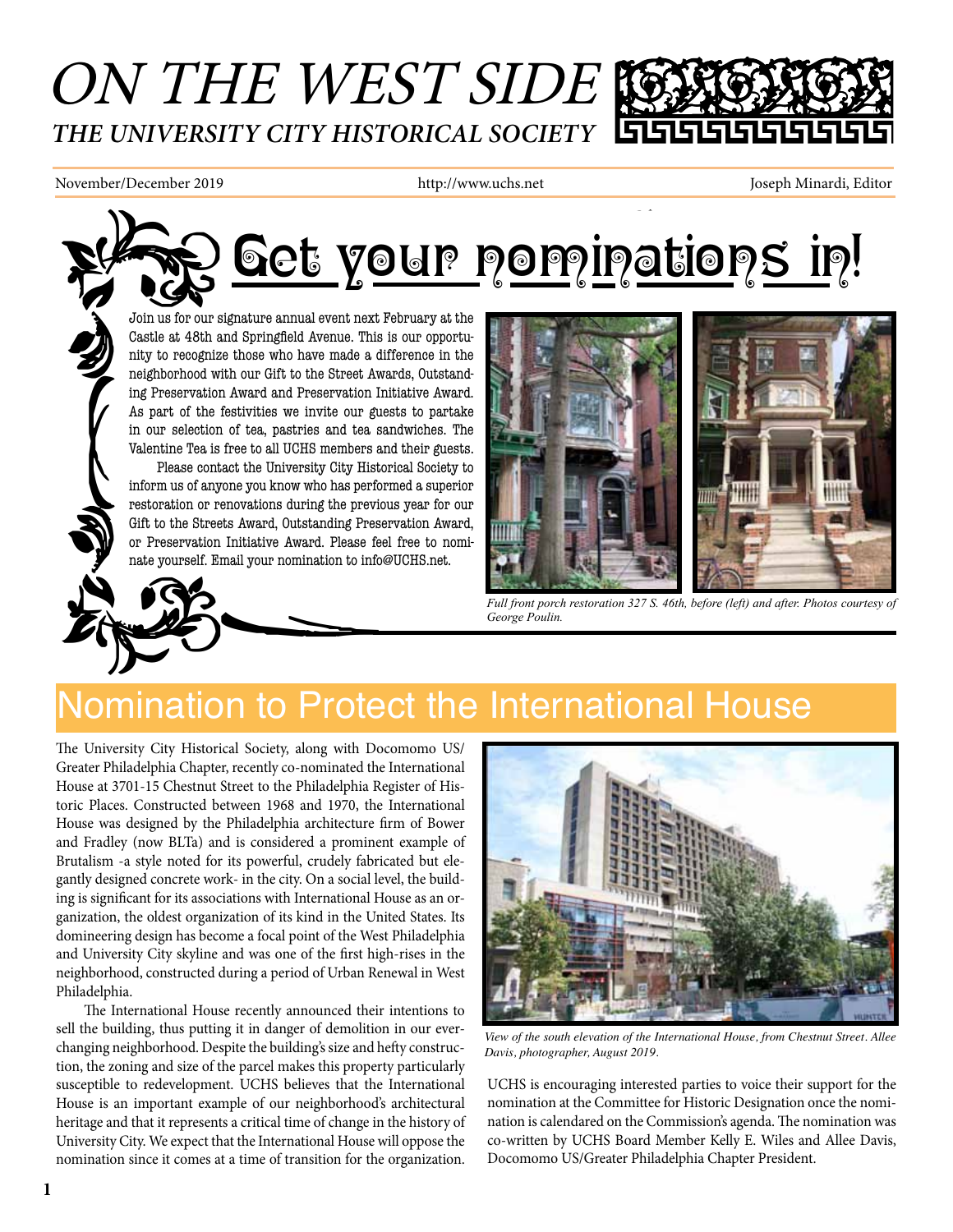# ON THE WEST SIDE

**THE UNIVERSITY CITY HISTORICAL SOCIETY**

November/December 2019 | http://www.uchs.net | Joseph Minardi, Editor

## Get your nominations in!

Join us for our signature annual event next February at the Castle at 48th and Springfield Avenue. This is our opportunity to recognize those who have made a difference in the neighborhood with our Gift to the Street Awards, Outstanding Preservation Award and Preservation Initiative Award. As part of the festivities we invite our guests to partake in our selection of tea, pastries and tea sandwiches. The Valentine Tea is free to all UCHS members and their guests.

Please contact the University City Historical Society to inform us of anyone you know who has performed a superior restoration or renovations during the previous year for our Gift to the Streets Award, Outstanding Preservation Award, or Preservation Initiative Award. Please feel free to nominate yourself. Email your nomination to info@UCHS.net.

*Full front porch restoration 327 S. 46th, before (left) and after. Photos courtesy of George Poulin.*

## Nomination to Protect the International House

The University City Historical Society, along with Docomomo US/Greater Philadelphia Chapter, recently co-nominated the International House at 3701-15 Chestnut Street to the Philadelphia Register of Historic Places. Constructed between 1968 and 1970, the International House was designed by the Philadelphia architecture firm of Bower and Fradley (now BLTa) and is considered a prominent example of Brutalism -a style noted for its powerful, crudely fabricated but elegantly designed concrete work- in the city. On a social level, the building is significant for its associations with International House as an organization, the oldest organization of its kind in the United States. Its domineering design has become a focal point of the West Philadelphia and University City skyline and was one of the first high-rises in the neighborhood, constructed during a period of Urban Renewal in West Philadelphia.

The International House recently announced their intentions to sell the building, thus putting it in danger of demolition in our ever-changing neighborhood. Despite the building's size and hefty construction, the zoning and size of the parcel makes this property particularly susceptible to redevelopment. UCHS believes that the International House is an important example of our neighborhood's architectural heritage and that it represents a critical time of change in the history of University City. We expect that the International House will oppose the nomination since it comes at a time of transition for the organization.

*View of the south elevation of the International House, from Chestnut Street. Allee Davis, photographer, August 2019.*

UCHS is encouraging interested parties to voice their support for the nomination at the Committee for Historic Designation once the nomination is calendared on the Commission's agenda. The nomination was co-written by UCHS Board Member Kelly E. Wiles and Allee Davis, Docomomo US/Greater Philadelphia Chapter President.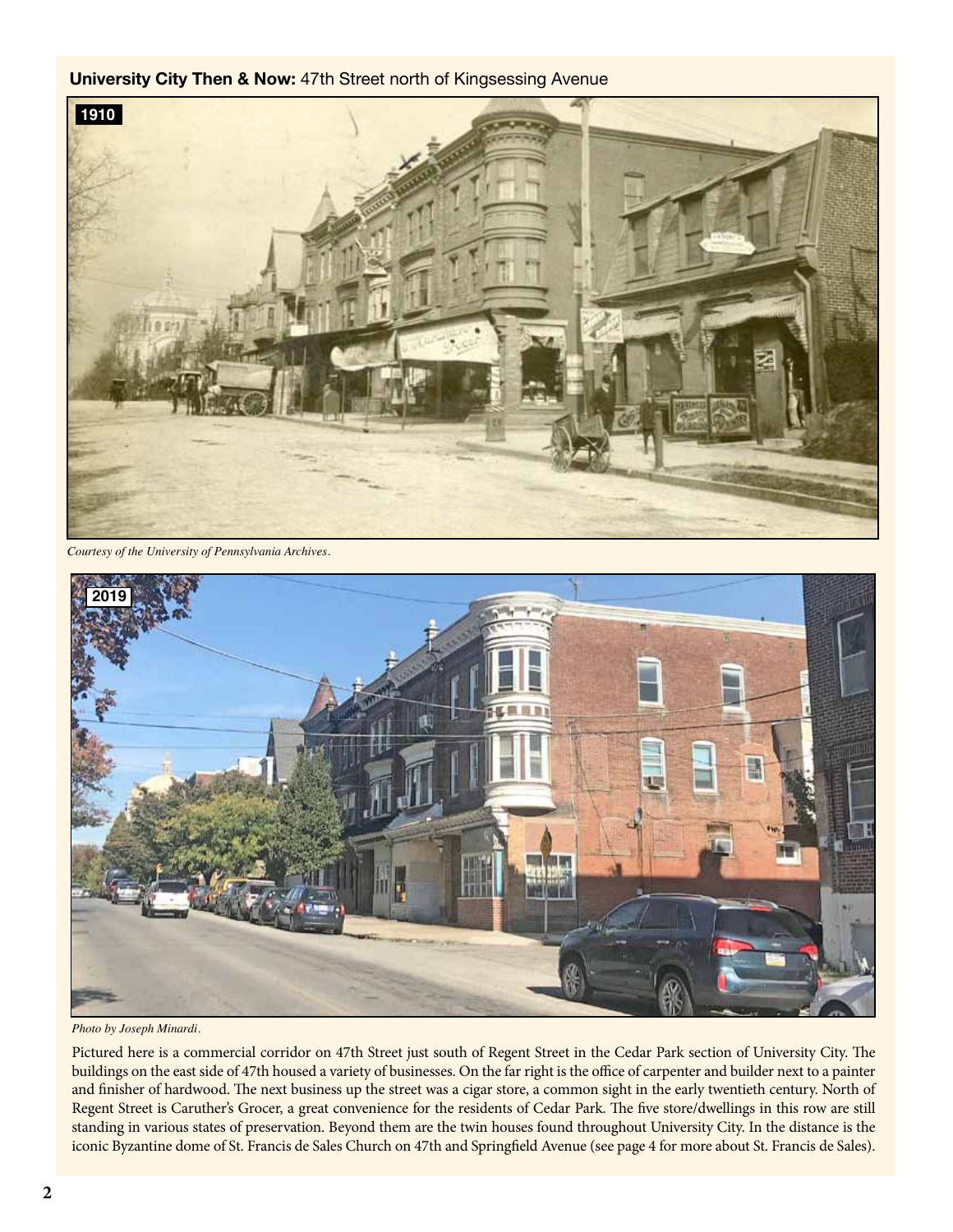**University City Then & Now:** 47th Street north of Kingsessing Avenue

1910

*Courtesy of the University of Pennsylvania Archives.*

2019

*Photo by Joseph Minardi.*

Pictured here is a commercial corridor on 47th Street just south of Regent Street in the Cedar Park section of University City. The buildings on the east side of 47th housed a variety of businesses. On the far right is the office of carpenter and builder next to a painter and finisher of hardwood. The next business up the street was a cigar store, a common sight in the early twentieth century. North of Regent Street is Caruther's Grocer, a great convenience for the residents of Cedar Park. The five store/dwellings in this row are still standing in various states of preservation. Beyond them are the twin houses found throughout University City. In the distance is the iconic Byzantine dome of St. Francis de Sales Church on 47th and Springfield Avenue (see page 4 for more about St. Francis de Sales).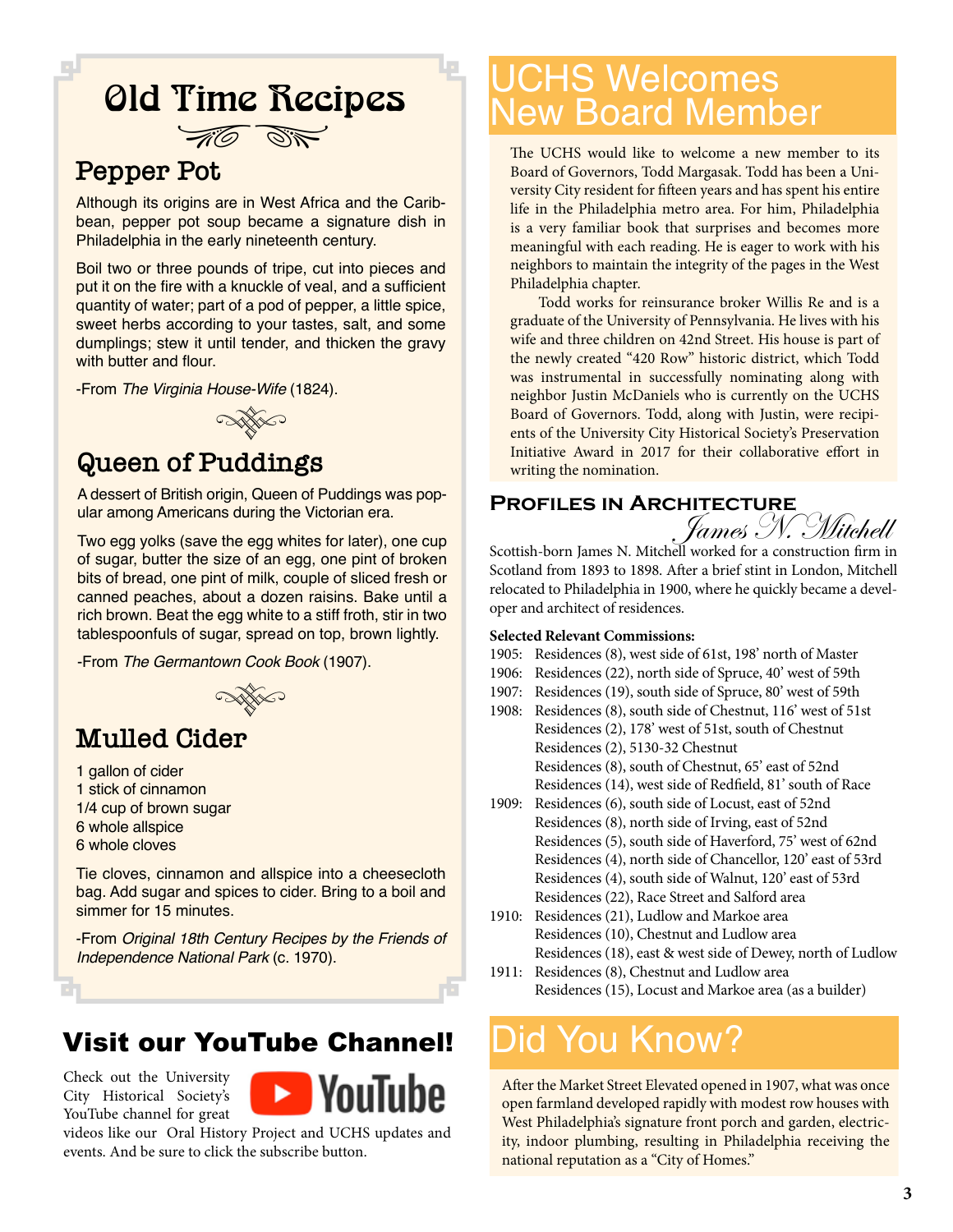# Old Time Recipes

## Pepper Pot

Although its origins are in West Africa and the Caribbean, pepper pot soup became a signature dish in Philadelphia in the early nineteenth century.

Boil two or three pounds of tripe, cut into pieces and put it on the fire with a knuckle of veal, and a sufficient quantity of water; part of a pod of pepper, a little spice, sweet herbs according to your tastes, salt, and some dumplings; stew it until tender, and thicken the gravy with butter and flour.

-From *The Virginia House-Wife* (1824).

## Queen of Puddings

A dessert of British origin, Queen of Puddings was popular among Americans during the Victorian era.

Two egg yolks (save the egg whites for later), one cup of sugar, butter the size of an egg, one pint of broken bits of bread, one pint of milk, couple of sliced fresh or canned peaches, about a dozen raisins. Bake until a rich brown. Beat the egg white to a stiff froth, stir in two tablespoonfuls of sugar, spread on top, brown lightly.

-From *The Germantown Cook Book* (1907).

## Mulled Cider

1 gallon of cider
1 stick of cinnamon
1/4 cup of brown sugar
6 whole allspice
6 whole cloves

Tie cloves, cinnamon and allspice into a cheesecloth bag. Add sugar and spices to cider. Bring to a boil and simmer for 15 minutes.

-From *Original 18th Century Recipes by the Friends of Independence National Park* (c. 1970).

## Visit our YouTube Channel!

Check out the University City Historical Society's YouTube channel for great videos like our Oral History Project and UCHS updates and events. And be sure to click the subscribe button.

# UCHS Welcomes New Board Member

The UCHS would like to welcome a new member to its Board of Governors, Todd Margasak. Todd has been a University City resident for fifteen years and has spent his entire life in the Philadelphia metro area. For him, Philadelphia is a very familiar book that surprises and becomes more meaningful with each reading. He is eager to work with his neighbors to maintain the integrity of the pages in the West Philadelphia chapter.

Todd works for reinsurance broker Willis Re and is a graduate of the University of Pennsylvania. He lives with his wife and three children on 42nd Street. His house is part of the newly created "420 Row" historic district, which Todd was instrumental in successfully nominating along with neighbor Justin McDaniels who is currently on the UCHS Board of Governors. Todd, along with Justin, were recipients of the University City Historical Society's Preservation Initiative Award in 2017 for their collaborative effort in writing the nomination.

## Profiles in Architecture

### *James N. Mitchell*

Scottish-born James N. Mitchell worked for a construction firm in Scotland from 1893 to 1898. After a brief stint in London, Mitchell relocated to Philadelphia in 1900, where he quickly became a developer and architect of residences.

**Selected Relevant Commissions:**

1905: Residences (8), west side of 61st, 198' north of Master
1906: Residences (22), north side of Spruce, 40' west of 59th
1907: Residences (19), south side of Spruce, 80' west of 59th
1908: Residences (8), south side of Chestnut, 116' west of 51st
Residences (2), 178' west of 51st, south of Chestnut
Residences (2), 5130-32 Chestnut
Residences (8), south of Chestnut, 65' east of 52nd
Residences (14), west side of Redfield, 81' south of Race
1909: Residences (6), south side of Locust, east of 52nd
Residences (8), north side of Irving, east of 52nd
Residences (5), south side of Haverford, 75' west of 62nd
Residences (4), north side of Chancellor, 120' east of 53rd
Residences (4), south side of Walnut, 120' east of 53rd
Residences (22), Race Street and Salford area
1910: Residences (21), Ludlow and Markoe area
Residences (10), Chestnut and Ludlow area
Residences (18), east & west side of Dewey, north of Ludlow
1911: Residences (8), Chestnut and Ludlow area
Residences (15), Locust and Markoe area (as a builder)

# Did You Know?

After the Market Street Elevated opened in 1907, what was once open farmland developed rapidly with modest row houses with West Philadelphia's signature front porch and garden, electricity, indoor plumbing, resulting in Philadelphia receiving the national reputation as a "City of Homes."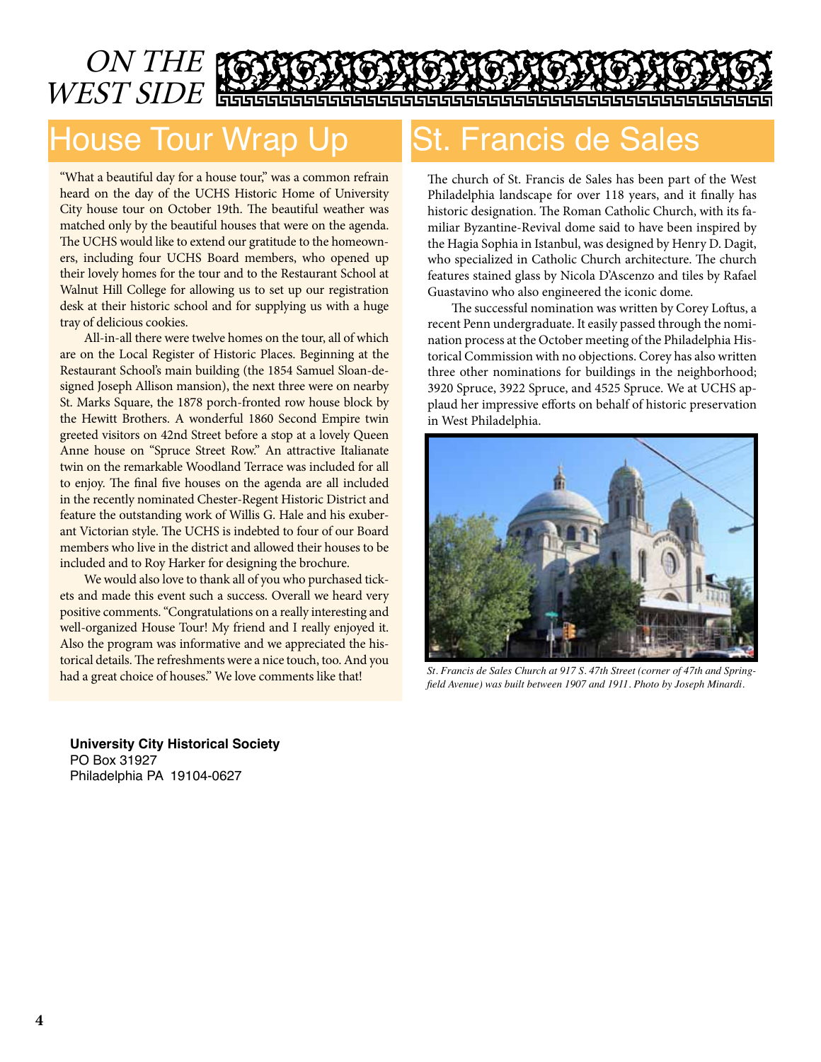# ON THE WEST SIDE

## House Tour Wrap Up

"What a beautiful day for a house tour," was a common refrain heard on the day of the UCHS Historic Home of University City house tour on October 19th. The beautiful weather was matched only by the beautiful houses that were on the agenda. The UCHS would like to extend our gratitude to the homeowners, including four UCHS Board members, who opened up their lovely homes for the tour and to the Restaurant School at Walnut Hill College for allowing us to set up our registration desk at their historic school and for supplying us with a huge tray of delicious cookies.

All-in-all there were twelve homes on the tour, all of which are on the Local Register of Historic Places. Beginning at the Restaurant School's main building (the 1854 Samuel Sloan-designed Joseph Allison mansion), the next three were on nearby St. Marks Square, the 1878 porch-fronted row house block by the Hewitt Brothers. A wonderful 1860 Second Empire twin greeted visitors on 42nd Street before a stop at a lovely Queen Anne house on "Spruce Street Row." An attractive Italianate twin on the remarkable Woodland Terrace was included for all to enjoy. The final five houses on the agenda are all included in the recently nominated Chester-Regent Historic District and feature the outstanding work of Willis G. Hale and his exuberant Victorian style. The UCHS is indebted to four of our Board members who live in the district and allowed their houses to be included and to Roy Harker for designing the brochure.

We would also love to thank all of you who purchased tickets and made this event such a success. Overall we heard very positive comments. "Congratulations on a really interesting and well-organized House Tour! My friend and I really enjoyed it. Also the program was informative and we appreciated the historical details. The refreshments were a nice touch, too. And you had a great choice of houses." We love comments like that!

## St. Francis de Sales

The church of St. Francis de Sales has been part of the West Philadelphia landscape for over 118 years, and it finally has historic designation. The Roman Catholic Church, with its familiar Byzantine-Revival dome said to have been inspired by the Hagia Sophia in Istanbul, was designed by Henry D. Dagit, who specialized in Catholic Church architecture. The church features stained glass by Nicola D'Ascenzo and tiles by Rafael Guastavino who also engineered the iconic dome.

The successful nomination was written by Corey Loftus, a recent Penn undergraduate. It easily passed through the nomination process at the October meeting of the Philadelphia Historical Commission with no objections. Corey has also written three other nominations for buildings in the neighborhood; 3920 Spruce, 3922 Spruce, and 4525 Spruce. We at UCHS applaud her impressive efforts on behalf of historic preservation in West Philadelphia.

*St. Francis de Sales Church at 917 S. 47th Street (corner of 47th and Springfield Avenue) was built between 1907 and 1911. Photo by Joseph Minardi.*

**University City Historical Society**
PO Box 31927
Philadelphia PA 19104-0627